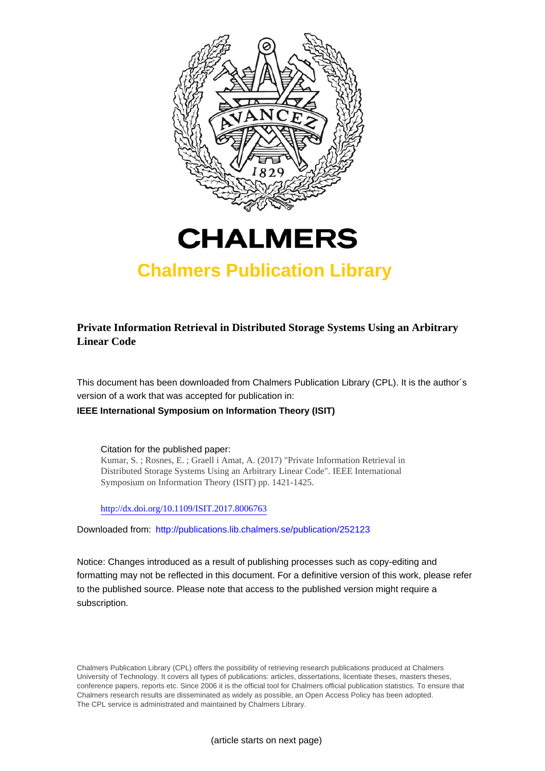# CHALMERS

## Chalmers Publication Library

**Private Information Retrieval in Distributed Storage Systems Using an Arbitrary Linear Code**

This document has been downloaded from Chalmers Publication Library (CPL). It is the author´s version of a work that was accepted for publication in:

**IEEE International Symposium on Information Theory (ISIT)**

Citation for the published paper:
Kumar, S. ; Rosnes, E. ; Graell i Amat, A. (2017) "Private Information Retrieval in Distributed Storage Systems Using an Arbitrary Linear Code". IEEE International Symposium on Information Theory (ISIT) pp. 1421-1425.

http://dx.doi.org/10.1109/ISIT.2017.8006763

Downloaded from: http://publications.lib.chalmers.se/publication/252123

Notice: Changes introduced as a result of publishing processes such as copy-editing and formatting may not be reflected in this document. For a definitive version of this work, please refer to the published source. Please note that access to the published version might require a subscription.

Chalmers Publication Library (CPL) offers the possibility of retrieving research publications produced at Chalmers University of Technology. It covers all types of publications: articles, dissertations, licentiate theses, masters theses, conference papers, reports etc. Since 2006 it is the official tool for Chalmers official publication statistics. To ensure that Chalmers research results are disseminated as widely as possible, an Open Access Policy has been adopted. The CPL service is administrated and maintained by Chalmers Library.

(article starts on next page)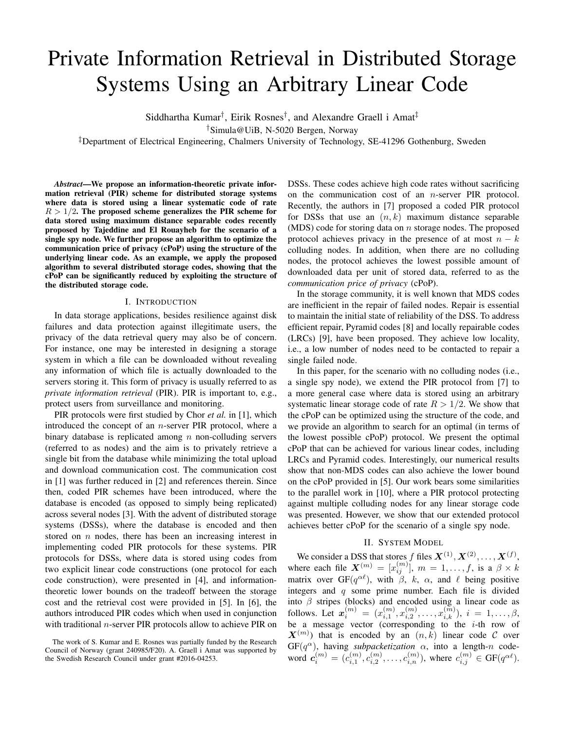# Private Information Retrieval in Distributed Storage Systems Using an Arbitrary Linear Code

Siddhartha Kumar[†], Eirik Rosnes[†], and Alexandre Graell i Amat[‡]

[†]Simula@UiB, N-5020 Bergen, Norway

[‡]Department of Electrical Engineering, Chalmers University of Technology, SE-41296 Gothenburg, Sweden

***Abstract*—We propose an information-theoretic private information retrieval (PIR) scheme for distributed storage systems where data is stored using a linear systematic code of rate $R > 1/2$. The proposed scheme generalizes the PIR scheme for data stored using maximum distance separable codes recently proposed by Tajeddine and El Rouayheb for the scenario of a single spy node. We further propose an algorithm to optimize the communication price of privacy (cPoP) using the structure of the underlying linear code. As an example, we apply the proposed algorithm to several distributed storage codes, showing that the cPoP can be significantly reduced by exploiting the structure of the distributed storage code.**

## I. Introduction

In data storage applications, besides resilience against disk failures and data protection against illegitimate users, the privacy of the data retrieval query may also be of concern. For instance, one may be interested in designing a storage system in which a file can be downloaded without revealing any information of which file is actually downloaded to the servers storing it. This form of privacy is usually referred to as *private information retrieval* (PIR). PIR is important to, e.g., protect users from surveillance and monitoring.

PIR protocols were first studied by Chor *et al.* in [1], which introduced the concept of an $n$-server PIR protocol, where a binary database is replicated among $n$ non-colluding servers (referred to as nodes) and the aim is to privately retrieve a single bit from the database while minimizing the total upload and download communication cost. The communication cost in [1] was further reduced in [2] and references therein. Since then, coded PIR schemes have been introduced, where the database is encoded (as opposed to simply being replicated) across several nodes [3]. With the advent of distributed storage systems (DSSs), where the database is encoded and then stored on $n$ nodes, there has been an increasing interest in implementing coded PIR protocols for these systems. PIR protocols for DSSs, where data is stored using codes from two explicit linear code constructions (one protocol for each code construction), were presented in [4], and information-theoretic lower bounds on the tradeoff between the storage cost and the retrieval cost were provided in [5]. In [6], the authors introduced PIR codes which when used in conjunction with traditional $n$-server PIR protocols allow to achieve PIR on DSSs. These codes achieve high code rates without sacrificing on the communication cost of an $n$-server PIR protocol. Recently, the authors in [7] proposed a coded PIR protocol for DSSs that use an $(n, k)$ maximum distance separable (MDS) code for storing data on $n$ storage nodes. The proposed protocol achieves privacy in the presence of at most $n - k$ colluding nodes. In addition, when there are no colluding nodes, the protocol achieves the lowest possible amount of downloaded data per unit of stored data, referred to as the *communication price of privacy* (cPoP).

In the storage community, it is well known that MDS codes are inefficient in the repair of failed nodes. Repair is essential to maintain the initial state of reliability of the DSS. To address efficient repair, Pyramid codes [8] and locally repairable codes (LRCs) [9], have been proposed. They achieve low locality, i.e., a low number of nodes need to be contacted to repair a single failed node.

In this paper, for the scenario with no colluding nodes (i.e., a single spy node), we extend the PIR protocol from [7] to a more general case where data is stored using an arbitrary systematic linear storage code of rate $R > 1/2$. We show that the cPoP can be optimized using the structure of the code, and we provide an algorithm to search for an optimal (in terms of the lowest possible cPoP) protocol. We present the optimal cPoP that can be achieved for various linear codes, including LRCs and Pyramid codes. Interestingly, our numerical results show that non-MDS codes can also achieve the lower bound on the cPoP provided in [5]. Our work bears some similarities to the parallel work in [10], where a PIR protocol protecting against multiple colluding nodes for any linear storage code was presented. However, we show that our extended protocol achieves better cPoP for the scenario of a single spy node.

## II. System Model

We consider a DSS that stores $f$ files $\boldsymbol{X}^{(1)}, \boldsymbol{X}^{(2)}, \ldots, \boldsymbol{X}^{(f)}$, where each file $\boldsymbol{X}^{(m)} = [x_{ij}^{(m)}]$, $m = 1, \ldots, f$, is a $\beta \times k$ matrix over $\mathrm{GF}(q^{\alpha\ell})$, with $\beta$, $k$, $\alpha$, and $\ell$ being positive integers and $q$ some prime number. Each file is divided into $\beta$ stripes (blocks) and encoded using a linear code as follows. Let $\boldsymbol{x}_i^{(m)} = (x_{i,1}^{(m)}, x_{i,2}^{(m)}, \ldots, x_{i,k}^{(m)})$, $i = 1, \ldots, \beta$, be a message vector (corresponding to the $i$-th row of $\boldsymbol{X}^{(m)}$) that is encoded by an $(n, k)$ linear code $\mathcal{C}$ over $\mathrm{GF}(q^{\alpha})$, having *subpacketization* $\alpha$, into a length-$n$ codeword $\boldsymbol{c}_i^{(m)} = (c_{i,1}^{(m)}, c_{i,2}^{(m)}, \ldots, c_{i,n}^{(m)})$, where $c_{i,j}^{(m)} \in \mathrm{GF}(q^{\alpha\ell})$.

The work of S. Kumar and E. Rosnes was partially funded by the Research Council of Norway (grant 240985/F20). A. Graell i Amat was supported by the Swedish Research Council under grant #2016-04253.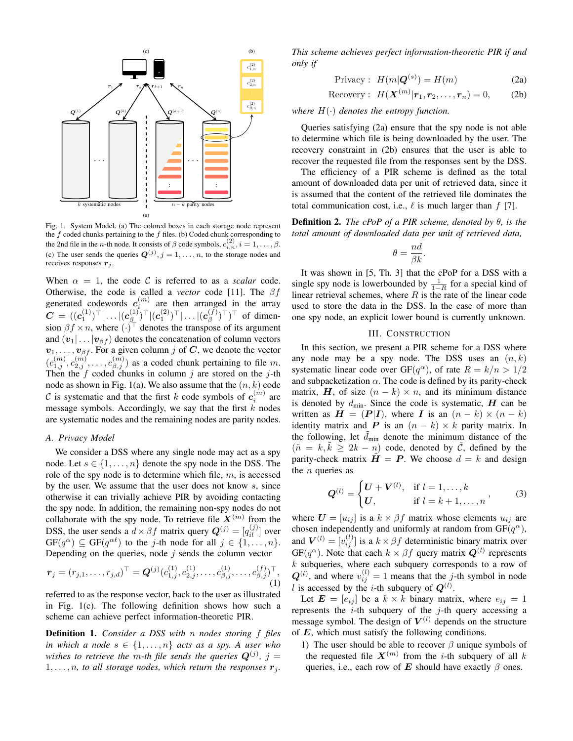Fig. 1. System Model. (a) The colored boxes in each storage node represent the $f$ coded chunks pertaining to the $f$ files. (b) Coded chunk corresponding to the 2nd file in the $n$-th node. It consists of $\beta$ code symbols, $c_{i,n}^{(2)}, i = 1, \ldots, \beta$. (c) The user sends the queries $\boldsymbol{Q}^{(j)}, j = 1, \ldots, n$, to the storage nodes and receives responses $\boldsymbol{r}_j$.

When $\alpha = 1$, the code $\mathcal{C}$ is referred to as a *scalar* code. Otherwise, the code is called a *vector* code [11]. The $\beta f$ generated codewords $\boldsymbol{c}_i^{(m)}$ are then arranged in the array $\boldsymbol{C} = ((\boldsymbol{c}_1^{(1)})^\top | \ldots | (\boldsymbol{c}_\beta^{(1)})^\top | (\boldsymbol{c}_1^{(2)})^\top | \ldots | (\boldsymbol{c}_\beta^{(f)})^\top)^\top$ of dimension $\beta f \times n$, where $(\cdot)^\top$ denotes the transpose of its argument and $(\boldsymbol{v}_1 | \ldots | \boldsymbol{v}_{\beta f})$ denotes the concatenation of column vectors $\boldsymbol{v}_1, \ldots, \boldsymbol{v}_{\beta f}$. For a given column $j$ of $\boldsymbol{C}$, we denote the vector $(c_{1,j}^{(m)}, c_{2,j}^{(m)}, \ldots, c_{\beta,j}^{(m)})$ as a coded chunk pertaining to file $m$. Then the $f$ coded chunks in column $j$ are stored on the $j$-th node as shown in Fig. 1(a). We also assume that the $(n, k)$ code $\mathcal{C}$ is systematic and that the first $k$ code symbols of $\boldsymbol{c}_i^{(m)}$ are message symbols. Accordingly, we say that the first $k$ nodes are systematic nodes and the remaining nodes are parity nodes.

### A. Privacy Model

We consider a DSS where any single node may act as a spy node. Let $s \in \{1, \ldots, n\}$ denote the spy node in the DSS. The role of the spy node is to determine which file, $m$, is accessed by the user. We assume that the user does not know $s$, since otherwise it can trivially achieve PIR by avoiding contacting the spy node. In addition, the remaining non-spy nodes do not collaborate with the spy node. To retrieve file $\boldsymbol{X}^{(m)}$ from the DSS, the user sends a $d \times \beta f$ matrix query $\boldsymbol{Q}^{(j)} = [q_{il}^{(j)}]$ over $\text{GF}(q^\alpha) \subseteq \text{GF}(q^{\alpha \ell})$ to the $j$-th node for all $j \in \{1, \ldots, n\}$. Depending on the queries, node $j$ sends the column vector

$$\boldsymbol{r}_j = (r_{j,1}, \ldots, r_{j,d})^\top = \boldsymbol{Q}^{(j)} (c_{1,j}^{(1)}, c_{2,j}^{(1)}, \ldots, c_{\beta,j}^{(1)}, \ldots, c_{\beta,j}^{(f)})^\top, \tag{1}$$

referred to as the response vector, back to the user as illustrated in Fig. 1(c). The following definition shows how such a scheme can achieve perfect information-theoretic PIR.

**Definition 1.** *Consider a DSS with $n$ nodes storing $f$ files in which a node $s \in \{1, \ldots, n\}$ acts as a spy. A user who wishes to retrieve the $m$-th file sends the queries $\boldsymbol{Q}^{(j)}$, $j = 1, \ldots, n$, to all storage nodes, which return the responses $\boldsymbol{r}_j$. This scheme achieves perfect information-theoretic PIR if and only if*

$$\text{Privacy}: \quad H(m | \boldsymbol{Q}^{(s)}) = H(m) \tag{2a}$$

$$\text{Recovery}: \quad H(\boldsymbol{X}^{(m)} | \boldsymbol{r}_1, \boldsymbol{r}_2, \ldots, \boldsymbol{r}_n) = 0, \tag{2b}$$

*where $H(\cdot)$ denotes the entropy function.*

Queries satisfying (2a) ensure that the spy node is not able to determine which file is being downloaded by the user. The recovery constraint in (2b) ensures that the user is able to recover the requested file from the responses sent by the DSS.

The efficiency of a PIR scheme is defined as the total amount of downloaded data per unit of retrieved data, since it is assumed that the content of the retrieved file dominates the total communication cost, i.e., $\ell$ is much larger than $f$ [7].

**Definition 2.** *The cPoP of a PIR scheme, denoted by $\theta$, is the total amount of downloaded data per unit of retrieved data,*

$$\theta = \frac{nd}{\beta k}.$$

It was shown in [5, Th. 3] that the cPoP for a DSS with a single spy node is lowerbounded by $\frac{1}{1-R}$ for a special kind of linear retrieval schemes, where $R$ is the rate of the linear code used to store the data in the DSS. In the case of more than one spy node, an explicit lower bound is currently unknown.

## III. Construction

In this section, we present a PIR scheme for a DSS where any node may be a spy node. The DSS uses an $(n, k)$ systematic linear code over $\text{GF}(q^\alpha)$, of rate $R = k/n > 1/2$ and subpacketization $\alpha$. The code is defined by its parity-check matrix, $\boldsymbol{H}$, of size $(n-k) \times n$, and its minimum distance is denoted by $d_{\min}$. Since the code is systematic, $\boldsymbol{H}$ can be written as $\boldsymbol{H} = (\boldsymbol{P} | \boldsymbol{I})$, where $\boldsymbol{I}$ is an $(n-k) \times (n-k)$ identity matrix and $\boldsymbol{P}$ is an $(n-k) \times k$ parity matrix. In the following, let $\tilde{d}_{\min}$ denote the minimum distance of the $(\tilde{n} = k, \tilde{k} \geq 2k - n)$ code, denoted by $\tilde{\mathcal{C}}$, defined by the parity-check matrix $\tilde{\boldsymbol{H}} = \boldsymbol{P}$. We choose $d = k$ and design the $n$ queries as

$$\boldsymbol{Q}^{(l)} = \begin{cases} \boldsymbol{U} + \boldsymbol{V}^{(l)}, & \text{if } l = 1, \ldots, k \\ \boldsymbol{U}, & \text{if } l = k+1, \ldots, n \end{cases}, \tag{3}$$

where $\boldsymbol{U} = [u_{ij}]$ is a $k \times \beta f$ matrix whose elements $u_{ij}$ are chosen independently and uniformly at random from $\text{GF}(q^\alpha)$, and $\boldsymbol{V}^{(l)} = [v_{ij}^{(l)}]$ is a $k \times \beta f$ deterministic binary matrix over $\text{GF}(q^\alpha)$. Note that each $k \times \beta f$ query matrix $\boldsymbol{Q}^{(l)}$ represents $k$ subqueries, where each subquery corresponds to a row of $\boldsymbol{Q}^{(l)}$, and where $v_{ij}^{(l)} = 1$ means that the $j$-th symbol in node $l$ is accessed by the $i$-th subquery of $\boldsymbol{Q}^{(l)}$.

Let $\boldsymbol{E} = [e_{ij}]$ be a $k \times k$ binary matrix, where $e_{ij} = 1$ represents the $i$-th subquery of the $j$-th query accessing a message symbol. The design of $\boldsymbol{V}^{(l)}$ depends on the structure of $\boldsymbol{E}$, which must satisfy the following conditions.

1) The user should be able to recover $\beta$ unique symbols of the requested file $\boldsymbol{X}^{(m)}$ from the $i$-th subquery of all $k$ queries, i.e., each row of $\boldsymbol{E}$ should have exactly $\beta$ ones.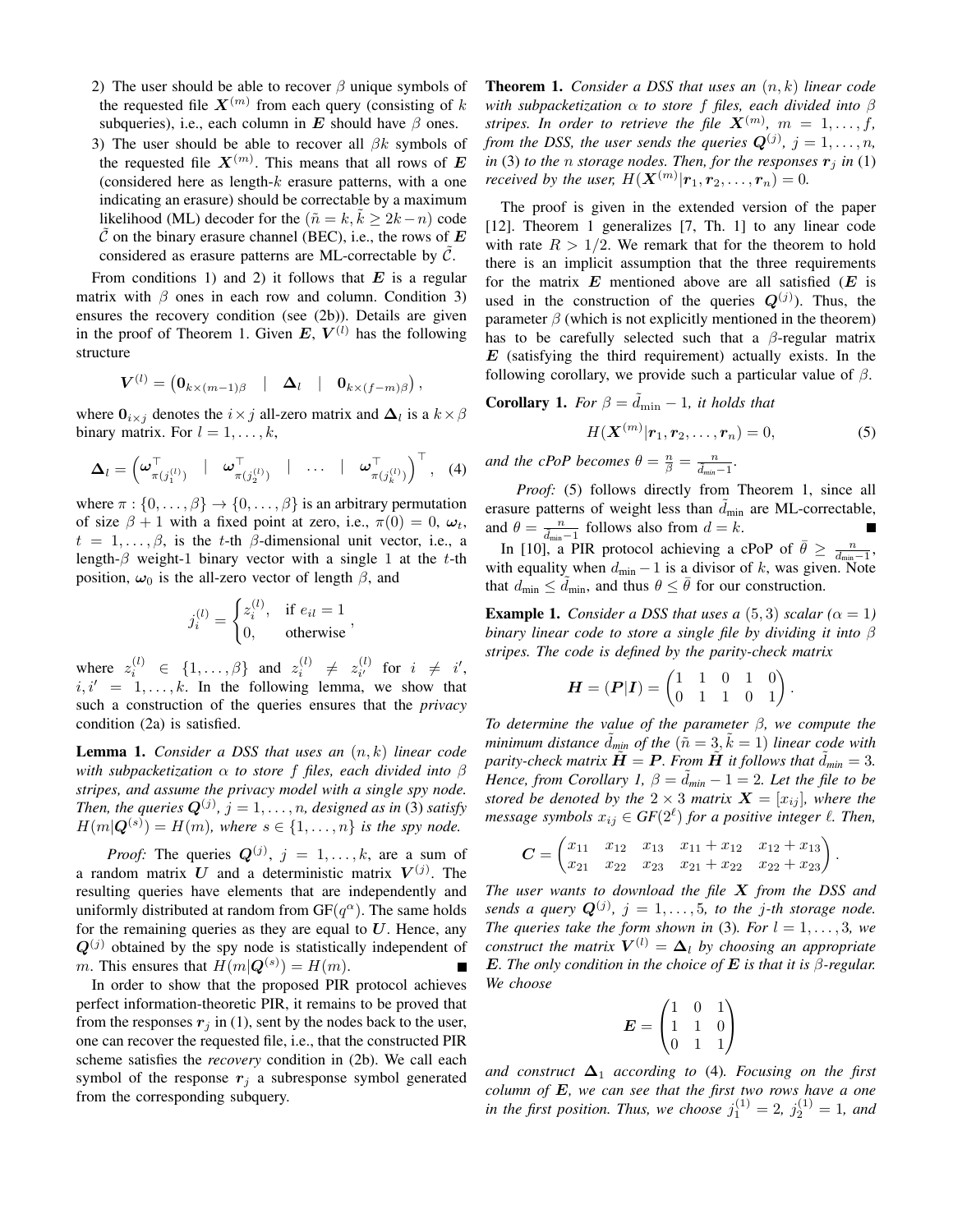2) The user should be able to recover $\beta$ unique symbols of the requested file $\boldsymbol{X}^{(m)}$ from each query (consisting of $k$ subqueries), i.e., each column in $\boldsymbol{E}$ should have $\beta$ ones.

3) The user should be able to recover all $\beta k$ symbols of the requested file $\boldsymbol{X}^{(m)}$. This means that all rows of $\boldsymbol{E}$ (considered here as length-$k$ erasure patterns, with a one indicating an erasure) should be correctable by a maximum likelihood (ML) decoder for the $(\tilde{n} = k, \tilde{k} \geq 2k - n)$ code $\tilde{\mathcal{C}}$ on the binary erasure channel (BEC), i.e., the rows of $\boldsymbol{E}$ considered as erasure patterns are ML-correctable by $\tilde{\mathcal{C}}$.

From conditions 1) and 2) it follows that $\boldsymbol{E}$ is a regular matrix with $\beta$ ones in each row and column. Condition 3) ensures the recovery condition (see (2b)). Details are given in the proof of Theorem 1. Given $\boldsymbol{E}$, $\boldsymbol{V}^{(l)}$ has the following structure

$$\boldsymbol{V}^{(l)} = \left( \boldsymbol{0}_{k \times (m-1)\beta} \quad | \quad \boldsymbol{\Delta}_l \quad | \quad \boldsymbol{0}_{k \times (f-m)\beta} \right),$$

where $\boldsymbol{0}_{i \times j}$ denotes the $i \times j$ all-zero matrix and $\boldsymbol{\Delta}_l$ is a $k \times \beta$ binary matrix. For $l = 1, \ldots, k$,

$$\boldsymbol{\Delta}_l = \left( \boldsymbol{\omega}^\top_{\pi(j_1^{(l)})} \quad | \quad \boldsymbol{\omega}^\top_{\pi(j_2^{(l)})} \quad | \quad \cdots \quad | \quad \boldsymbol{\omega}^\top_{\pi(j_k^{(l)})} \right)^\top, \quad (4)$$

where $\pi : \{0, \ldots, \beta\} \to \{0, \ldots, \beta\}$ is an arbitrary permutation of size $\beta + 1$ with a fixed point at zero, i.e., $\pi(0) = 0$, $\boldsymbol{\omega}_t$, $t = 1, \ldots, \beta$, is the $t$-th $\beta$-dimensional unit vector, i.e., a length-$\beta$ weight-1 binary vector with a single 1 at the $t$-th position, $\boldsymbol{\omega}_0$ is the all-zero vector of length $\beta$, and

$$j_i^{(l)} = \begin{cases} z_i^{(l)}, & \text{if } e_{il} = 1 \\ 0, & \text{otherwise} \end{cases},$$

where $z_i^{(l)} \in \{1, \ldots, \beta\}$ and $z_i^{(l)} \neq z_{i'}^{(l)}$ for $i \neq i'$, $i, i' = 1, \ldots, k$. In the following lemma, we show that such a construction of the queries ensures that the *privacy* condition (2a) is satisfied.

**Lemma 1.** *Consider a DSS that uses an $(n, k)$ linear code with subpacketization $\alpha$ to store $f$ files, each divided into $\beta$ stripes, and assume the privacy model with a single spy node. Then, the queries $\boldsymbol{Q}^{(j)}$, $j = 1, \ldots, n$, designed as in (3) satisfy $H(m|\boldsymbol{Q}^{(s)}) = H(m)$, where $s \in \{1, \ldots, n\}$ is the spy node.*

*Proof:* The queries $\boldsymbol{Q}^{(j)}$, $j = 1, \ldots, k$, are a sum of a random matrix $\boldsymbol{U}$ and a deterministic matrix $\boldsymbol{V}^{(j)}$. The resulting queries have elements that are independently and uniformly distributed at random from GF$(q^\alpha)$. The same holds for the remaining queries as they are equal to $\boldsymbol{U}$. Hence, any $\boldsymbol{Q}^{(j)}$ obtained by the spy node is statistically independent of $m$. This ensures that $H(m|\boldsymbol{Q}^{(s)}) = H(m)$. ∎

In order to show that the proposed PIR protocol achieves perfect information-theoretic PIR, it remains to be proved that from the responses $\boldsymbol{r}_j$ in (1), sent by the nodes back to the user, one can recover the requested file, i.e., that the constructed PIR scheme satisfies the *recovery* condition in (2b). We call each symbol of the response $\boldsymbol{r}_j$ a subresponse symbol generated from the corresponding subquery.

**Theorem 1.** *Consider a DSS that uses an $(n, k)$ linear code with subpacketization $\alpha$ to store $f$ files, each divided into $\beta$ stripes. In order to retrieve the file $\boldsymbol{X}^{(m)}$, $m = 1, \ldots, f$, from the DSS, the user sends the queries $\boldsymbol{Q}^{(j)}$, $j = 1, \ldots, n$, in (3) to the $n$ storage nodes. Then, for the responses $\boldsymbol{r}_j$ in (1) received by the user, $H(\boldsymbol{X}^{(m)}|\boldsymbol{r}_1, \boldsymbol{r}_2, \ldots, \boldsymbol{r}_n) = 0$.*

The proof is given in the extended version of the paper [12]. Theorem 1 generalizes [7, Th. 1] to any linear code with rate $R > 1/2$. We remark that for the theorem to hold there is an implicit assumption that the three requirements for the matrix $\boldsymbol{E}$ mentioned above are all satisfied ($\boldsymbol{E}$ is used in the construction of the queries $\boldsymbol{Q}^{(j)}$). Thus, the parameter $\beta$ (which is not explicitly mentioned in the theorem) has to be carefully selected such that a $\beta$-regular matrix $\boldsymbol{E}$ (satisfying the third requirement) actually exists. In the following corollary, we provide such a particular value of $\beta$.

**Corollary 1.** *For $\beta = \tilde{d}_{\min} - 1$, it holds that*

$$H(\boldsymbol{X}^{(m)}|\boldsymbol{r}_1, \boldsymbol{r}_2, \ldots, \boldsymbol{r}_n) = 0, \quad (5)$$

*and the cPoP becomes $\theta = \frac{n}{\beta} = \frac{n}{\tilde{d}_{\min} - 1}$.*

*Proof:* (5) follows directly from Theorem 1, since all erasure patterns of weight less than $\tilde{d}_{\min}$ are ML-correctable, and $\theta = \frac{n}{\tilde{d}_{\min} - 1}$ follows also from $d = k$. ∎

In [10], a PIR protocol achieving a cPoP of $\bar{\theta} \geq \frac{n}{d_{\min} - 1}$, with equality when $d_{\min} - 1$ is a divisor of $k$, was given. Note that $d_{\min} \leq \tilde{d}_{\min}$, and thus $\theta \leq \bar{\theta}$ for our construction.

**Example 1.** *Consider a DSS that uses a $(5, 3)$ scalar ($\alpha = 1$) binary linear code to store a single file by dividing it into $\beta$ stripes. The code is defined by the parity-check matrix*

$$\boldsymbol{H} = (\boldsymbol{P}|\boldsymbol{I}) = \begin{pmatrix} 1 & 1 & 0 & 1 & 0 \\ 0 & 1 & 1 & 0 & 1 \end{pmatrix}.$$

*To determine the value of the parameter $\beta$, we compute the minimum distance $\tilde{d}_{\min}$ of the $(\tilde{n} = 3, \tilde{k} = 1)$ linear code with parity-check matrix $\tilde{\boldsymbol{H}} = \boldsymbol{P}$. From $\tilde{\boldsymbol{H}}$ it follows that $\tilde{d}_{\min} = 3$. Hence, from Corollary 1, $\beta = \tilde{d}_{\min} - 1 = 2$. Let the file to be stored be denoted by the $2 \times 3$ matrix $\boldsymbol{X} = [x_{ij}]$, where the message symbols $x_{ij} \in GF(2^\ell)$ for a positive integer $\ell$. Then,*

$$\boldsymbol{C} = \begin{pmatrix} x_{11} & x_{12} & x_{13} & x_{11} + x_{12} & x_{12} + x_{13} \\ x_{21} & x_{22} & x_{23} & x_{21} + x_{22} & x_{22} + x_{23} \end{pmatrix}.$$

*The user wants to download the file $\boldsymbol{X}$ from the DSS and sends a query $\boldsymbol{Q}^{(j)}$, $j = 1, \ldots, 5$, to the $j$-th storage node. The queries take the form shown in (3). For $l = 1, \ldots, 3$, we construct the matrix $\boldsymbol{V}^{(l)} = \boldsymbol{\Delta}_l$ by choosing an appropriate $\boldsymbol{E}$. The only condition in the choice of $\boldsymbol{E}$ is that it is $\beta$-regular. We choose*

$$\boldsymbol{E} = \begin{pmatrix} 1 & 0 & 1 \\ 1 & 1 & 0 \\ 0 & 1 & 1 \end{pmatrix}$$

*and construct $\boldsymbol{\Delta}_1$ according to (4). Focusing on the first column of $\boldsymbol{E}$, we can see that the first two rows have a one in the first position. Thus, we choose $j_1^{(1)} = 2$, $j_2^{(1)} = 1$, and*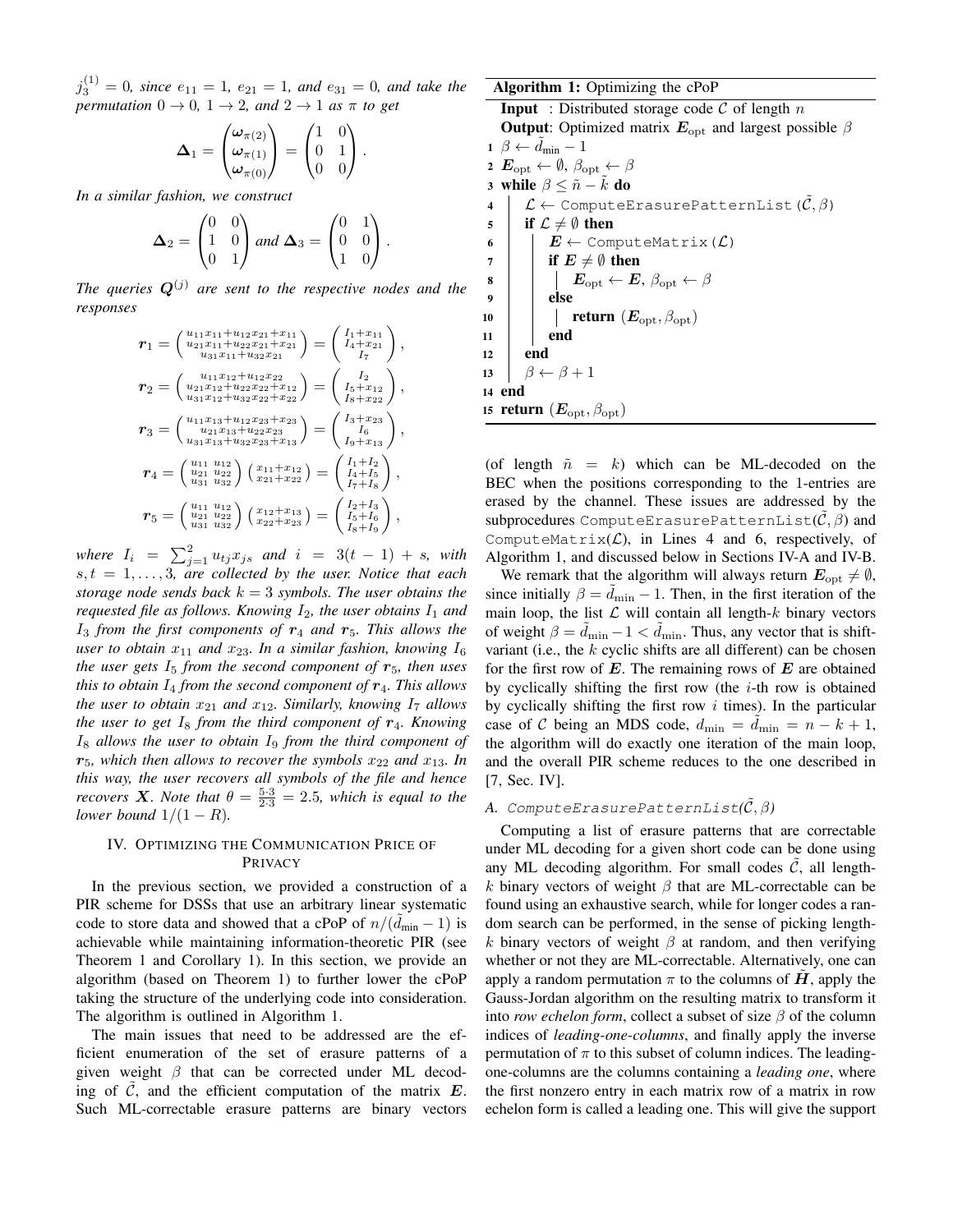$j_3^{(1)} = 0$*, since* $e_{11} = 1$*,* $e_{21} = 1$*, and* $e_{31} = 0$*, and take the permutation* $0 \to 0$*,* $1 \to 2$*, and* $2 \to 1$ *as* $\pi$ *to get*

$$\boldsymbol{\Delta}_1 = \begin{pmatrix} \boldsymbol{\omega}_{\pi(2)} \\ \boldsymbol{\omega}_{\pi(1)} \\ \boldsymbol{\omega}_{\pi(0)} \end{pmatrix} = \begin{pmatrix} 1 & 0 \\ 0 & 1 \\ 0 & 0 \end{pmatrix}.$$

*In a similar fashion, we construct*

$$\boldsymbol{\Delta}_2 = \begin{pmatrix} 0 & 0 \\ 1 & 0 \\ 0 & 1 \end{pmatrix} \text{ and } \boldsymbol{\Delta}_3 = \begin{pmatrix} 0 & 1 \\ 0 & 0 \\ 1 & 0 \end{pmatrix}.$$

*The queries* $\boldsymbol{Q}^{(j)}$ *are sent to the respective nodes and the responses*

$$\boldsymbol{r}_1 = \begin{pmatrix} u_{11}x_{11}+u_{12}x_{21}+x_{11} \\ u_{21}x_{11}+u_{22}x_{21}+x_{21} \\ u_{31}x_{11}+u_{32}x_{21} \end{pmatrix} = \begin{pmatrix} I_1+x_{11} \\ I_4+x_{21} \\ I_7 \end{pmatrix},$$

$$\boldsymbol{r}_2 = \begin{pmatrix} u_{11}x_{12}+u_{12}x_{22} \\ u_{21}x_{12}+u_{22}x_{22}+x_{12} \\ u_{31}x_{12}+u_{32}x_{22}+x_{22} \end{pmatrix} = \begin{pmatrix} I_2 \\ I_5+x_{12} \\ I_8+x_{22} \end{pmatrix},$$

$$\boldsymbol{r}_3 = \begin{pmatrix} u_{11}x_{13}+u_{12}x_{23}+x_{23} \\ u_{21}x_{13}+u_{22}x_{23} \\ u_{31}x_{13}+u_{32}x_{23}+x_{13} \end{pmatrix} = \begin{pmatrix} I_3+x_{23} \\ I_6 \\ I_9+x_{13} \end{pmatrix},$$

$$\boldsymbol{r}_4 = \begin{pmatrix} u_{11} & u_{12} \\ u_{21} & u_{22} \\ u_{31} & u_{32} \end{pmatrix} \begin{pmatrix} x_{11}+x_{12} \\ x_{21}+x_{22} \end{pmatrix} = \begin{pmatrix} I_1+I_2 \\ I_4+I_5 \\ I_7+I_8 \end{pmatrix},$$

$$\boldsymbol{r}_5 = \begin{pmatrix} u_{11} & u_{12} \\ u_{21} & u_{22} \\ u_{31} & u_{32} \end{pmatrix} \begin{pmatrix} x_{12}+x_{13} \\ x_{22}+x_{23} \end{pmatrix} = \begin{pmatrix} I_2+I_3 \\ I_5+I_6 \\ I_8+I_9 \end{pmatrix},$$

*where* $I_i = \sum_{j=1}^{2} u_{tj}x_{js}$ *and* $i = 3(t-1)+s$*, with* $s, t = 1, \ldots, 3$*, are collected by the user. Notice that each storage node sends back* $k = 3$ *symbols. The user obtains the requested file as follows. Knowing* $I_2$*, the user obtains* $I_1$ *and* $I_3$ *from the first components of* $\boldsymbol{r}_4$ *and* $\boldsymbol{r}_5$*. This allows the user to obtain* $x_{11}$ *and* $x_{23}$*. In a similar fashion, knowing* $I_6$ *the user gets* $I_5$ *from the second component of* $\boldsymbol{r}_5$*, then uses this to obtain* $I_4$ *from the second component of* $\boldsymbol{r}_4$*. This allows the user to obtain* $x_{21}$ *and* $x_{12}$*. Similarly, knowing* $I_7$ *allows the user to get* $I_8$ *from the third component of* $\boldsymbol{r}_4$*. Knowing* $I_8$ *allows the user to obtain* $I_9$ *from the third component of* $\boldsymbol{r}_5$*, which then allows to recover the symbols* $x_{22}$ *and* $x_{13}$*. In this way, the user recovers all symbols of the file and hence recovers* $\boldsymbol{X}$*. Note that* $\theta = \frac{5 \cdot 3}{2 \cdot 3} = 2.5$*, which is equal to the lower bound* $1/(1-R)$*.*

## IV. Optimizing the Communication Price of Privacy

In the previous section, we provided a construction of a PIR scheme for DSSs that use an arbitrary linear systematic code to store data and showed that a cPoP of $n/(\tilde{d}_{\min}-1)$ is achievable while maintaining information-theoretic PIR (see Theorem 1 and Corollary 1). In this section, we provide an algorithm (based on Theorem 1) to further lower the cPoP taking the structure of the underlying code into consideration. The algorithm is outlined in Algorithm 1.

**Algorithm 1:** Optimizing the cPoP

```
Input : Distributed storage code C of length n
Output: Optimized matrix E_opt and largest possible β
1  β ← d̃_min − 1
2  E_opt ← ∅, β_opt ← β
3  while β ≤ ñ − k̃ do
4      L ← ComputeErasurePatternList(C̃, β)
5      if L ≠ ∅ then
6          E ← ComputeMatrix(L)
7          if E ≠ ∅ then
8              E_opt ← E, β_opt ← β
9          else
10             return (E_opt, β_opt)
11         end
12     end
13     β ← β + 1
14 end
15 return (E_opt, β_opt)
```

The main issues that need to be addressed are the efficient enumeration of the set of erasure patterns of a given weight $\beta$ that can be corrected under ML decoding of $\tilde{\mathcal{C}}$, and the efficient computation of the matrix $\boldsymbol{E}$. Such ML-correctable erasure patterns are binary vectors (of length $\tilde{n} = k$) which can be ML-decoded on the BEC when the positions corresponding to the 1-entries are erased by the channel. These issues are addressed by the subprocedures `ComputeErasurePatternList`$(\tilde{\mathcal{C}}, \beta)$ and `ComputeMatrix`$(\mathcal{L})$, in Lines 4 and 6, respectively, of Algorithm 1, and discussed below in Sections IV-A and IV-B.

We remark that the algorithm will always return $\boldsymbol{E}_{\text{opt}} \neq \emptyset$, since initially $\beta = \tilde{d}_{\min} - 1$. Then, in the first iteration of the main loop, the list $\mathcal{L}$ will contain all length-$k$ binary vectors of weight $\beta = \tilde{d}_{\min} - 1 < \tilde{d}_{\min}$. Thus, any vector that is shift-variant (i.e., the $k$ cyclic shifts are all different) can be chosen for the first row of $\boldsymbol{E}$. The remaining rows of $\boldsymbol{E}$ are obtained by cyclically shifting the first row (the $i$-th row is obtained by cyclically shifting the first row $i$ times). In the particular case of $\mathcal{C}$ being an MDS code, $d_{\min} = \tilde{d}_{\min} = n-k+1$, the algorithm will do exactly one iteration of the main loop, and the overall PIR scheme reduces to the one described in [7, Sec. IV].

### A. ComputeErasurePatternList$(\tilde{\mathcal{C}}, \beta)$

Computing a list of erasure patterns that are correctable under ML decoding for a given short code can be done using any ML decoding algorithm. For small codes $\tilde{\mathcal{C}}$, all length-$k$ binary vectors of weight $\beta$ that are ML-correctable can be found using an exhaustive search, while for longer codes a random search can be performed, in the sense of picking length-$k$ binary vectors of weight $\beta$ at random, and then verifying whether or not they are ML-correctable. Alternatively, one can apply a random permutation $\pi$ to the columns of $\tilde{\boldsymbol{H}}$, apply the Gauss-Jordan algorithm on the resulting matrix to transform it into *row echelon form*, collect a subset of size $\beta$ of the column indices of *leading-one-columns*, and finally apply the inverse permutation of $\pi$ to this subset of column indices. The leading-one-columns are the columns containing a *leading one*, where the first nonzero entry in each matrix row of a matrix in row echelon form is called a leading one. This will give the support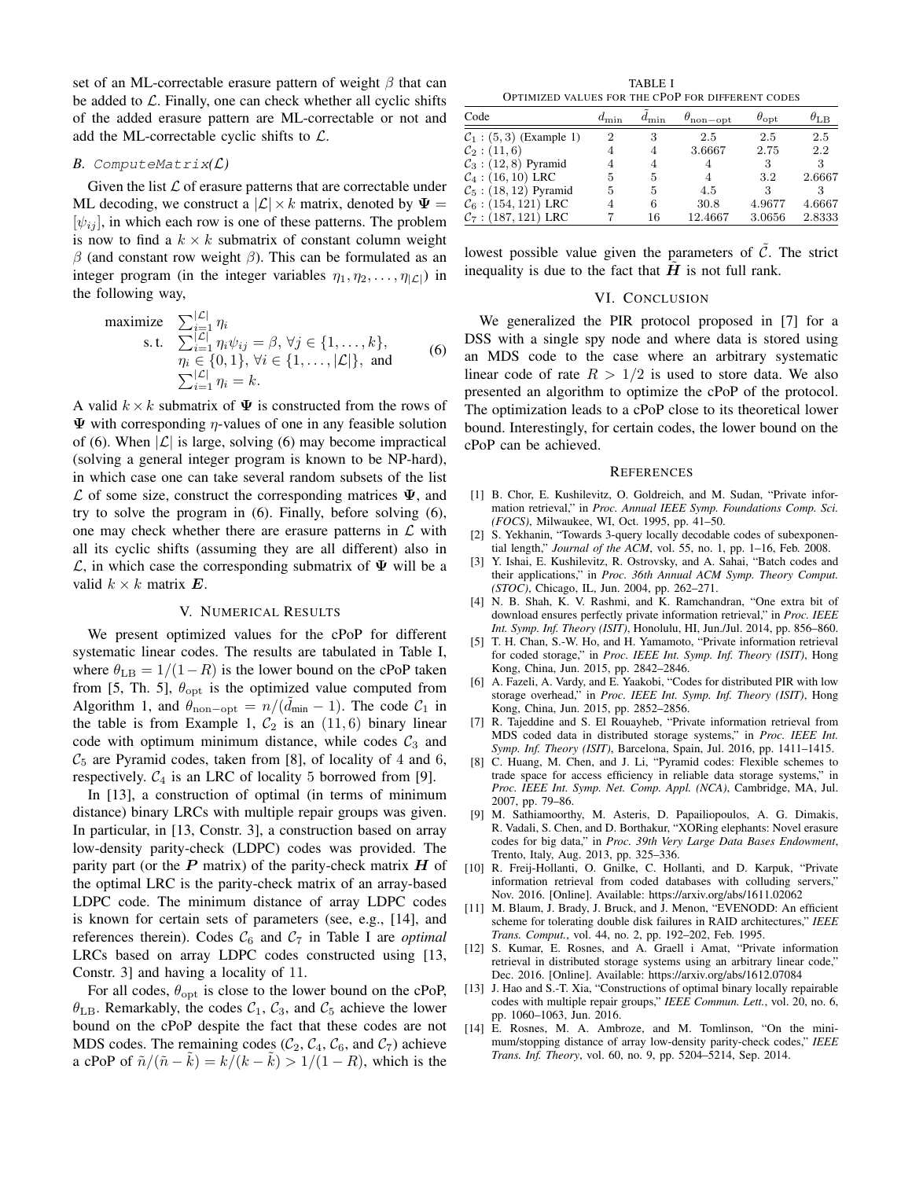set of an ML-correctable erasure pattern of weight $\beta$ that can be added to $\mathcal{L}$. Finally, one can check whether all cyclic shifts of the added erasure pattern are ML-correctable or not and add the ML-correctable cyclic shifts to $\mathcal{L}$.

### *B. ComputeMatrix($\mathcal{L}$)*

Given the list $\mathcal{L}$ of erasure patterns that are correctable under ML decoding, we construct a $|\mathcal{L}| \times k$ matrix, denoted by $\boldsymbol{\Psi} = [\psi_{ij}]$, in which each row is one of these patterns. The problem is now to find a $k \times k$ submatrix of constant column weight $\beta$ (and constant row weight $\beta$). This can be formulated as an integer program (in the integer variables $\eta_1, \eta_2, \ldots, \eta_{|\mathcal{L}|}$) in the following way,

$$
\begin{aligned}
\text{maximize} \quad & \sum_{i=1}^{|\mathcal{L}|} \eta_i \\
\text{s.t.} \quad & \sum_{i=1}^{|\mathcal{L}|} \eta_i \psi_{ij} = \beta, \ \forall j \in \{1, \ldots, k\}, \\
& \eta_i \in \{0, 1\}, \ \forall i \in \{1, \ldots, |\mathcal{L}|\}, \text{ and} \\
& \sum_{i=1}^{|\mathcal{L}|} \eta_i = k.
\end{aligned} \tag{6}
$$

A valid $k \times k$ submatrix of $\boldsymbol{\Psi}$ is constructed from the rows of $\boldsymbol{\Psi}$ with corresponding $\eta$-values of one in any feasible solution of (6). When $|\mathcal{L}|$ is large, solving (6) may become impractical (solving a general integer program is known to be NP-hard), in which case one can take several random subsets of the list $\mathcal{L}$ of some size, construct the corresponding matrices $\boldsymbol{\Psi}$, and try to solve the program in (6). Finally, before solving (6), one may check whether there are erasure patterns in $\mathcal{L}$ with all its cyclic shifts (assuming they are all different) also in $\mathcal{L}$, in which case the corresponding submatrix of $\boldsymbol{\Psi}$ will be a valid $k \times k$ matrix $\boldsymbol{E}$.

## V. Numerical Results

We present optimized values for the cPoP for different systematic linear codes. The results are tabulated in Table I, where $\theta_{\text{LB}} = 1/(1-R)$ is the lower bound on the cPoP taken from [5, Th. 5], $\theta_{\text{opt}}$ is the optimized value computed from Algorithm 1, and $\theta_{\text{non-opt}} = n/(\tilde{d}_{\text{min}} - 1)$. The code $\mathcal{C}_1$ in the table is from Example 1, $\mathcal{C}_2$ is an $(11, 6)$ binary linear code with optimum minimum distance, while codes $\mathcal{C}_3$ and $\mathcal{C}_5$ are Pyramid codes, taken from [8], of locality of 4 and 6, respectively. $\mathcal{C}_4$ is an LRC of locality 5 borrowed from [9].

In [13], a construction of optimal (in terms of minimum distance) binary LRCs with multiple repair groups was given. In particular, in [13, Constr. 3], a construction based on array low-density parity-check (LDPC) codes was provided. The parity part (or the $\boldsymbol{P}$ matrix) of the parity-check matrix $\boldsymbol{H}$ of the optimal LRC is the parity-check matrix of an array-based LDPC code. The minimum distance of array LDPC codes is known for certain sets of parameters (see, e.g., [14], and references therein). Codes $\mathcal{C}_6$ and $\mathcal{C}_7$ in Table I are *optimal* LRCs based on array LDPC codes constructed using [13, Constr. 3] and having a locality of 11.

For all codes, $\theta_{\text{opt}}$ is close to the lower bound on the cPoP, $\theta_{\text{LB}}$. Remarkably, the codes $\mathcal{C}_1$, $\mathcal{C}_3$, and $\mathcal{C}_5$ achieve the lower bound on the cPoP despite the fact that these codes are not MDS codes. The remaining codes ($\mathcal{C}_2$, $\mathcal{C}_4$, $\mathcal{C}_6$, and $\mathcal{C}_7$) achieve a cPoP of $\tilde{n}/(\tilde{n} - \tilde{k}) = k/(k - \tilde{k}) > 1/(1-R)$, which is the lowest possible value given the parameters of $\tilde{\mathcal{C}}$. The strict inequality is due to the fact that $\tilde{\boldsymbol{H}}$ is not full rank.

TABLE I
Optimized values for the cPoP for different codes

| Code | $d_{\text{min}}$ | $\tilde{d}_{\text{min}}$ | $\theta_{\text{non-opt}}$ | $\theta_{\text{opt}}$ | $\theta_{\text{LB}}$ |
|---|---|---|---|---|---|
| $\mathcal{C}_1 : (5, 3)$ (Example 1) | 2 | 3 | 2.5 | 2.5 | 2.5 |
| $\mathcal{C}_2 : (11, 6)$ | 4 | 4 | 3.6667 | 2.75 | 2.2 |
| $\mathcal{C}_3 : (12, 8)$ Pyramid | 4 | 4 | 4 | 3 | 3 |
| $\mathcal{C}_4 : (16, 10)$ LRC | 5 | 5 | 4 | 3.2 | 2.6667 |
| $\mathcal{C}_5 : (18, 12)$ Pyramid | 5 | 5 | 4.5 | 3 | 3 |
| $\mathcal{C}_6 : (154, 121)$ LRC | 4 | 6 | 30.8 | 4.9677 | 4.6667 |
| $\mathcal{C}_7 : (187, 121)$ LRC | 7 | 16 | 12.4667 | 3.0656 | 2.8333 |

## VI. Conclusion

We generalized the PIR protocol proposed in [7] for a DSS with a single spy node and where data is stored using an MDS code to the case where an arbitrary systematic linear code of rate $R > 1/2$ is used to store data. We also presented an algorithm to optimize the cPoP of the protocol. The optimization leads to a cPoP close to its theoretical lower bound. Interestingly, for certain codes, the lower bound on the cPoP can be achieved.

## References

[1] B. Chor, E. Kushilevitz, O. Goldreich, and M. Sudan, "Private information retrieval," in *Proc. Annual IEEE Symp. Foundations Comp. Sci. (FOCS)*, Milwaukee, WI, Oct. 1995, pp. 41–50.

[2] S. Yekhanin, "Towards 3-query locally decodable codes of subexponential length," *Journal of the ACM*, vol. 55, no. 1, pp. 1–16, Feb. 2008.

[3] Y. Ishai, E. Kushilevitz, R. Ostrovsky, and A. Sahai, "Batch codes and their applications," in *Proc. 36th Annual ACM Symp. Theory Comput. (STOC)*, Chicago, IL, Jun. 2004, pp. 262–271.

[4] N. B. Shah, K. V. Rashmi, and K. Ramchandran, "One extra bit of download ensures perfectly private information retrieval," in *Proc. IEEE Int. Symp. Inf. Theory (ISIT)*, Honolulu, HI, Jun./Jul. 2014, pp. 856–860.

[5] T. H. Chan, S.-W. Ho, and H. Yamamoto, "Private information retrieval for coded storage," in *Proc. IEEE Int. Symp. Inf. Theory (ISIT)*, Hong Kong, China, Jun. 2015, pp. 2842–2846.

[6] A. Fazeli, A. Vardy, and E. Yaakobi, "Codes for distributed PIR with low storage overhead," in *Proc. IEEE Int. Symp. Inf. Theory (ISIT)*, Hong Kong, China, Jun. 2015, pp. 2852–2856.

[7] R. Tajeddine and S. El Rouayheb, "Private information retrieval from MDS coded data in distributed storage systems," in *Proc. IEEE Int. Symp. Inf. Theory (ISIT)*, Barcelona, Spain, Jul. 2016, pp. 1411–1415.

[8] C. Huang, M. Chen, and J. Li, "Pyramid codes: Flexible schemes to trade space for access efficiency in reliable data storage systems," in *Proc. IEEE Int. Symp. Net. Comp. Appl. (NCA)*, Cambridge, MA, Jul. 2007, pp. 79–86.

[9] M. Sathiamoorthy, M. Asteris, D. Papailiopoulos, A. G. Dimakis, R. Vadali, S. Chen, and D. Borthakur, "XORing elephants: Novel erasure codes for big data," in *Proc. 39th Very Large Data Bases Endowment*, Trento, Italy, Aug. 2013, pp. 325–336.

[10] R. Freij-Hollanti, O. Gnilke, C. Hollanti, and D. Karpuk, "Private information retrieval from coded databases with colluding servers," Nov. 2016. [Online]. Available: https://arxiv.org/abs/1611.02062

[11] M. Blaum, J. Brady, J. Bruck, and J. Menon, "EVENODD: An efficient scheme for tolerating double disk failures in RAID architectures," *IEEE Trans. Comput.*, vol. 44, no. 2, pp. 192–202, Feb. 1995.

[12] S. Kumar, E. Rosnes, and A. Graell i Amat, "Private information retrieval in distributed storage systems using an arbitrary linear code," Dec. 2016. [Online]. Available: https://arxiv.org/abs/1612.07084

[13] J. Hao and S.-T. Xia, "Constructions of optimal binary locally repairable codes with multiple repair groups," *IEEE Commun. Lett.*, vol. 20, no. 6, pp. 1060–1063, Jun. 2016.

[14] E. Rosnes, M. A. Ambroze, and M. Tomlinson, "On the minimum/stopping distance of array low-density parity-check codes," *IEEE Trans. Inf. Theory*, vol. 60, no. 9, pp. 5204–5214, Sep. 2014.